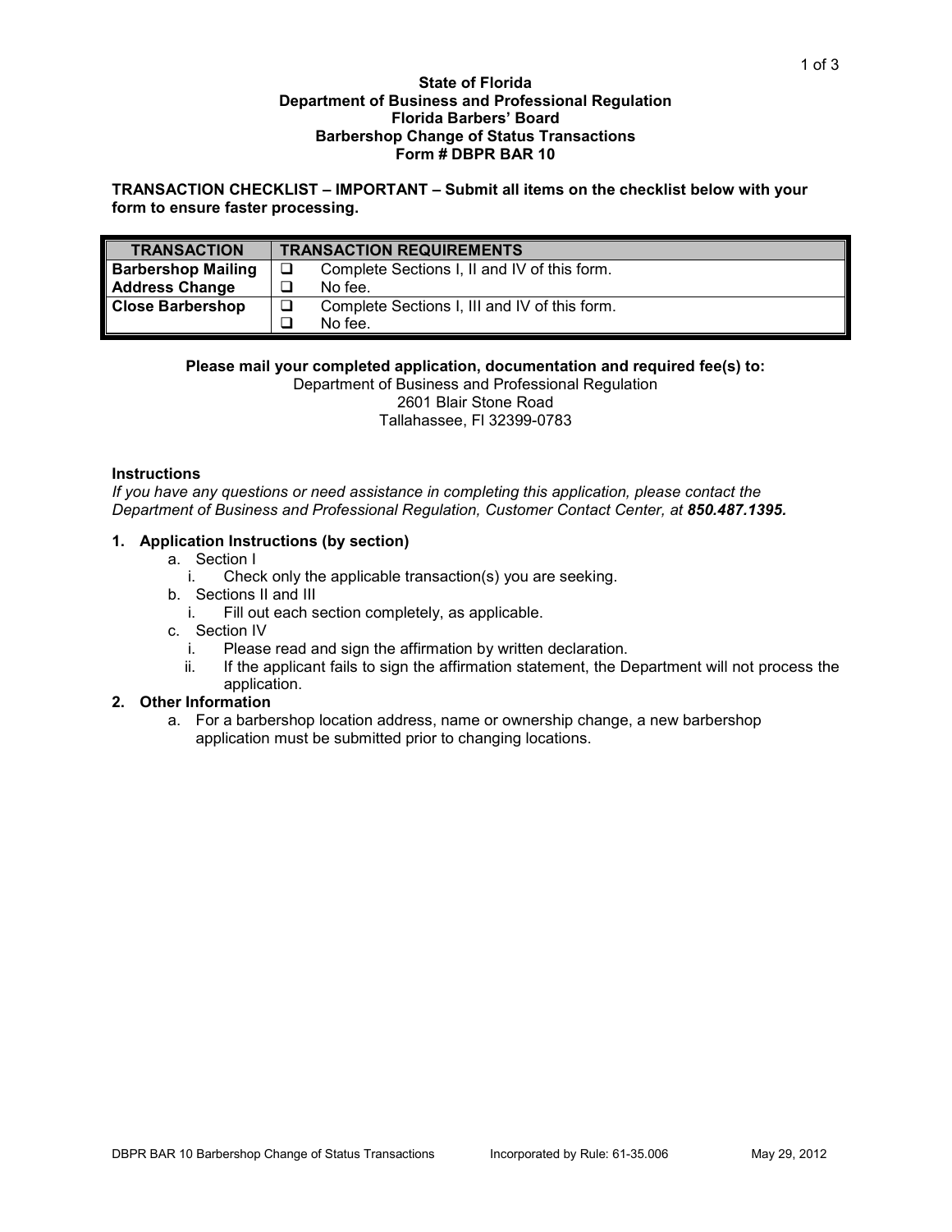**State of Florida**
**Department of Business and Professional Regulation**
**Florida Barbers' Board**
**Barbershop Change of Status Transactions**
**Form # DBPR BAR 10**

**TRANSACTION CHECKLIST – IMPORTANT – Submit all items on the checklist below with your form to ensure faster processing.**

| TRANSACTION | TRANSACTION REQUIREMENTS |
|---|---|
| Barbershop Mailing Address Change | ❑ Complete Sections I, II and IV of this form.<br>❑ No fee. |
| Close Barbershop | ❑ Complete Sections I, III and IV of this form.<br>❑ No fee. |

**Please mail your completed application, documentation and required fee(s) to:**
Department of Business and Professional Regulation
2601 Blair Stone Road
Tallahassee, Fl 32399-0783

### Instructions

*If you have any questions or need assistance in completing this application, please contact the Department of Business and Professional Regulation, Customer Contact Center, at* ***850.487.1395.***

**1. Application Instructions (by section)**
   a. Section I
      i. Check only the applicable transaction(s) you are seeking.
   b. Sections II and III
      i. Fill out each section completely, as applicable.
   c. Section IV
      i. Please read and sign the affirmation by written declaration.
      ii. If the applicant fails to sign the affirmation statement, the Department will not process the application.

**2. Other Information**
   a. For a barbershop location address, name or ownership change, a new barbershop application must be submitted prior to changing locations.

DBPR BAR 10 Barbershop Change of Status Transactions Incorporated by Rule: 61-35.006 May 29, 2012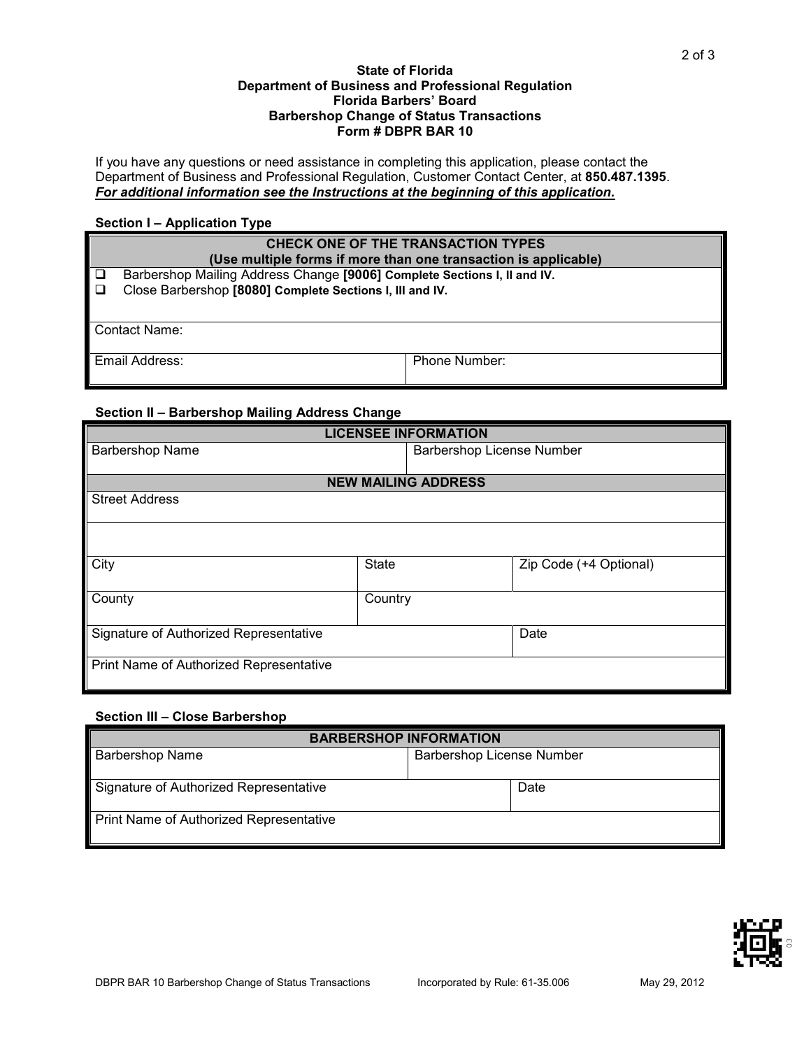**State of Florida**
**Department of Business and Professional Regulation**
**Florida Barbers' Board**
**Barbershop Change of Status Transactions**
**Form # DBPR BAR 10**

If you have any questions or need assistance in completing this application, please contact the Department of Business and Professional Regulation, Customer Contact Center, at **850.487.1395**.
***For additional information see the Instructions at the beginning of this application.***

### Section I – Application Type

| **CHECK ONE OF THE TRANSACTION TYPES (Use multiple forms if more than one transaction is applicable)** | |
|---|---|
| ❑ Barbershop Mailing Address Change **[9006] Complete Sections I, II and IV.** ❑ Close Barbershop **[8080] Complete Sections I, III and IV.** | |
| Contact Name: | |
| Email Address: | Phone Number: |

### Section II – Barbershop Mailing Address Change

| **LICENSEE INFORMATION** | | |
|---|---|---|
| Barbershop Name | Barbershop License Number | |
| **NEW MAILING ADDRESS** | | |
| Street Address | | |
| | | |
| City | State | Zip Code (+4 Optional) |
| County | Country | |
| Signature of Authorized Representative | | Date |
| Print Name of Authorized Representative | | |

### Section III – Close Barbershop

| **BARBERSHOP INFORMATION** | |
|---|---|
| Barbershop Name | Barbershop License Number |
| Signature of Authorized Representative | Date |
| Print Name of Authorized Representative | |

DBPR BAR 10 Barbershop Change of Status Transactions    Incorporated by Rule: 61-35.006    May 29, 2012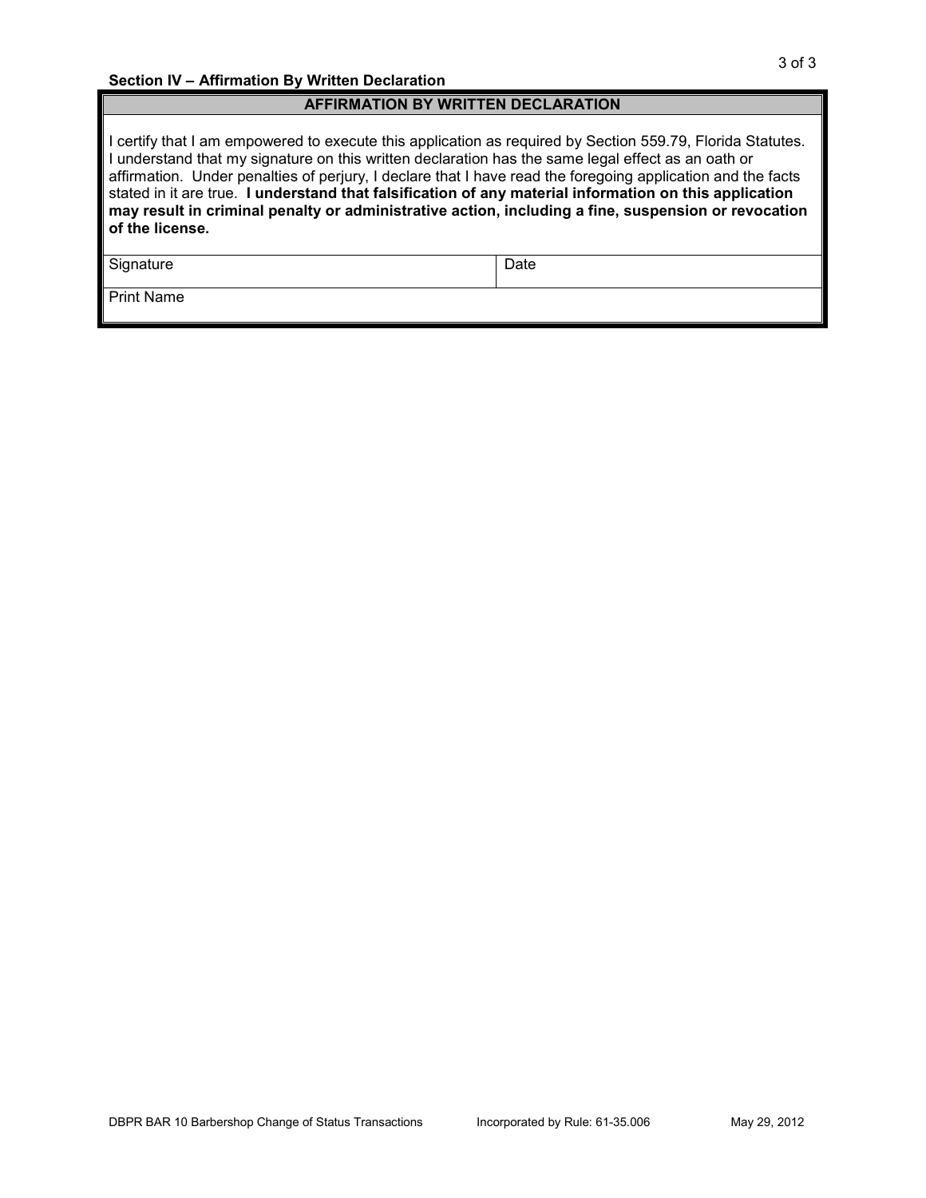**Section IV – Affirmation By Written Declaration**

| AFFIRMATION BY WRITTEN DECLARATION | |
|---|---|
| I certify that I am empowered to execute this application as required by Section 559.79, Florida Statutes. I understand that my signature on this written declaration has the same legal effect as an oath or affirmation. Under penalties of perjury, I declare that I have read the foregoing application and the facts stated in it are true. **I understand that falsification of any material information on this application may result in criminal penalty or administrative action, including a fine, suspension or revocation of the license.** | |
| Signature | Date |
| Print Name | |